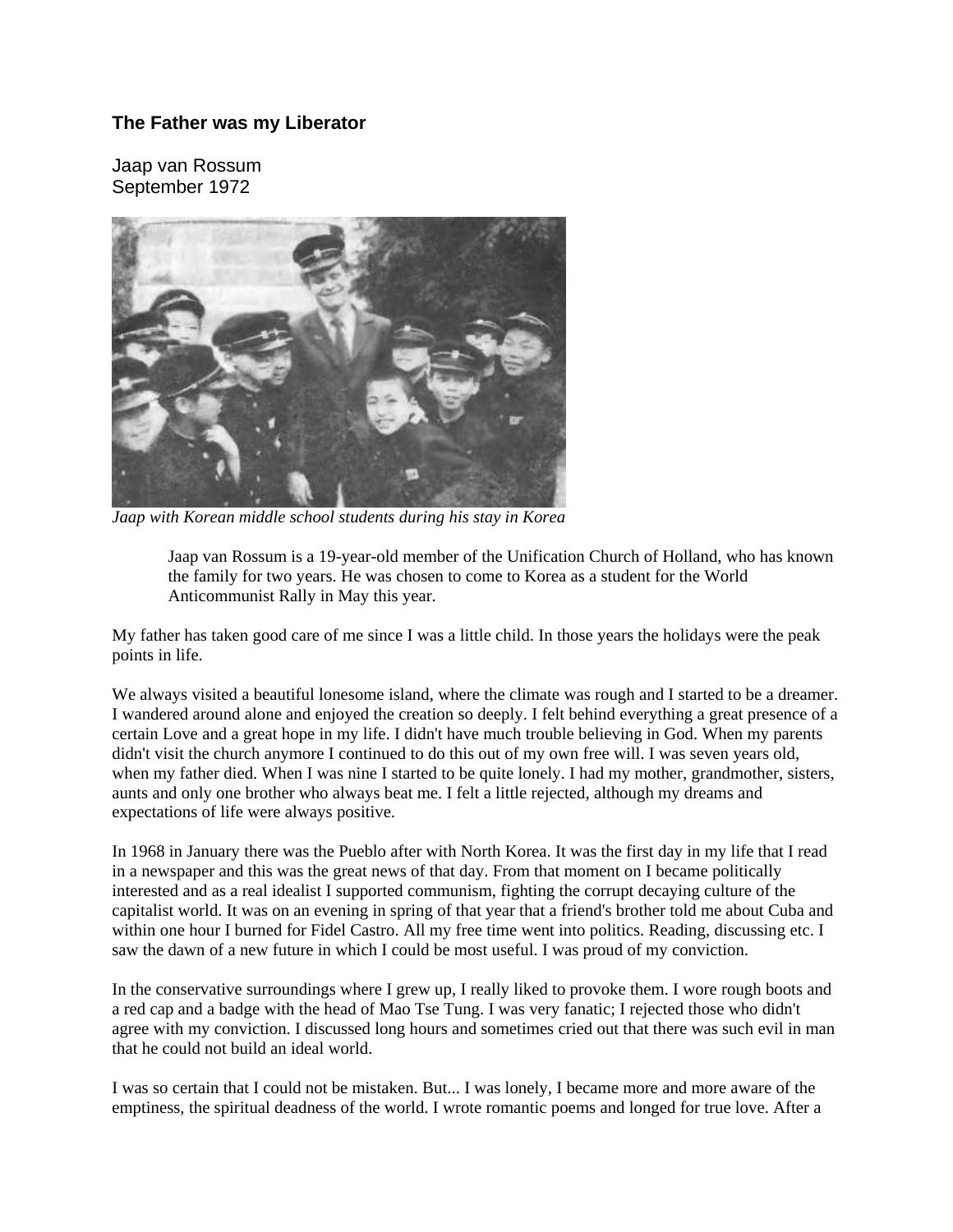### **The Father was my Liberator**

Jaap van Rossum
September 1972

*Jaap with Korean middle school students during his stay in Korea*

> Jaap van Rossum is a 19-year-old member of the Unification Church of Holland, who has known the family for two years. He was chosen to come to Korea as a student for the World Anticommunist Rally in May this year.

My father has taken good care of me since I was a little child. In those years the holidays were the peak points in life.

We always visited a beautiful lonesome island, where the climate was rough and I started to be a dreamer. I wandered around alone and enjoyed the creation so deeply. I felt behind everything a great presence of a certain Love and a great hope in my life. I didn't have much trouble believing in God. When my parents didn't visit the church anymore I continued to do this out of my own free will. I was seven years old, when my father died. When I was nine I started to be quite lonely. I had my mother, grandmother, sisters, aunts and only one brother who always beat me. I felt a little rejected, although my dreams and expectations of life were always positive.

In 1968 in January there was the Pueblo after with North Korea. It was the first day in my life that I read in a newspaper and this was the great news of that day. From that moment on I became politically interested and as a real idealist I supported communism, fighting the corrupt decaying culture of the capitalist world. It was on an evening in spring of that year that a friend's brother told me about Cuba and within one hour I burned for Fidel Castro. All my free time went into politics. Reading, discussing etc. I saw the dawn of a new future in which I could be most useful. I was proud of my conviction.

In the conservative surroundings where I grew up, I really liked to provoke them. I wore rough boots and a red cap and a badge with the head of Mao Tse Tung. I was very fanatic; I rejected those who didn't agree with my conviction. I discussed long hours and sometimes cried out that there was such evil in man that he could not build an ideal world.

I was so certain that I could not be mistaken. But... I was lonely, I became more and more aware of the emptiness, the spiritual deadness of the world. I wrote romantic poems and longed for true love. After a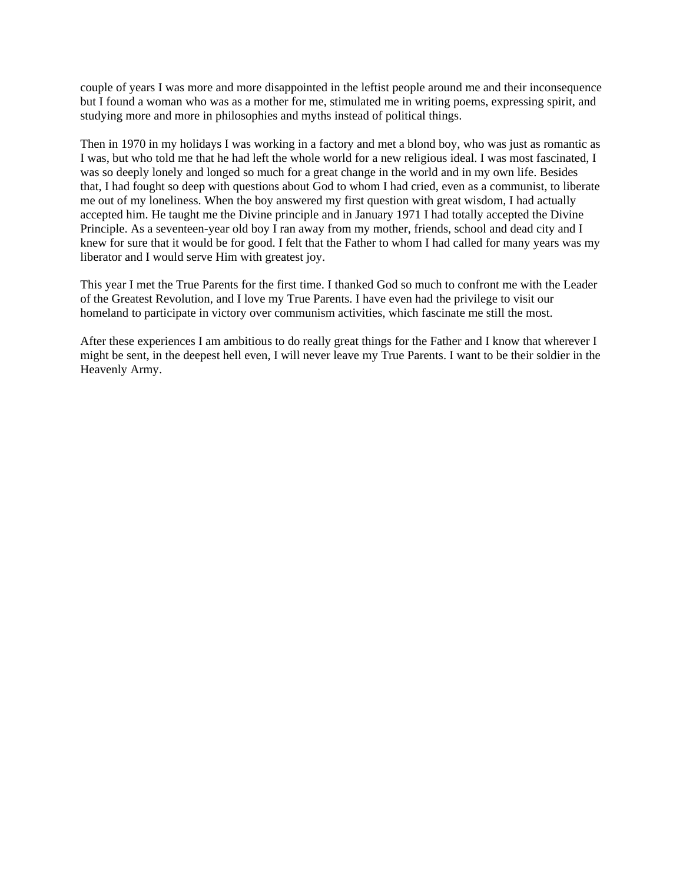couple of years I was more and more disappointed in the leftist people around me and their inconsequence but I found a woman who was as a mother for me, stimulated me in writing poems, expressing spirit, and studying more and more in philosophies and myths instead of political things.

Then in 1970 in my holidays I was working in a factory and met a blond boy, who was just as romantic as I was, but who told me that he had left the whole world for a new religious ideal. I was most fascinated, I was so deeply lonely and longed so much for a great change in the world and in my own life. Besides that, I had fought so deep with questions about God to whom I had cried, even as a communist, to liberate me out of my loneliness. When the boy answered my first question with great wisdom, I had actually accepted him. He taught me the Divine principle and in January 1971 I had totally accepted the Divine Principle. As a seventeen-year old boy I ran away from my mother, friends, school and dead city and I knew for sure that it would be for good. I felt that the Father to whom I had called for many years was my liberator and I would serve Him with greatest joy.

This year I met the True Parents for the first time. I thanked God so much to confront me with the Leader of the Greatest Revolution, and I love my True Parents. I have even had the privilege to visit our homeland to participate in victory over communism activities, which fascinate me still the most.

After these experiences I am ambitious to do really great things for the Father and I know that wherever I might be sent, in the deepest hell even, I will never leave my True Parents. I want to be their soldier in the Heavenly Army.